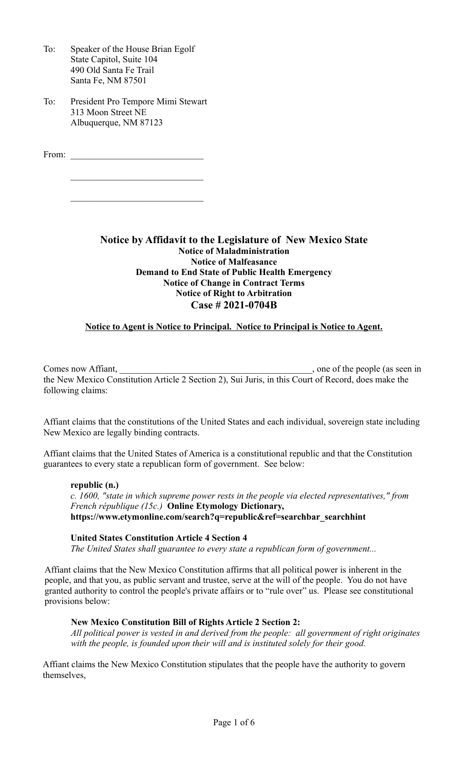To: Speaker of the House Brian Egolf
State Capitol, Suite 104
490 Old Santa Fe Trail
Santa Fe, NM 87501

To: President Pro Tempore Mimi Stewart
313 Moon Street NE
Albuquerque, NM 87123

From: ____________________________

____________________________

____________________________

## Notice by Affidavit to the Legislature of New Mexico State
### Notice of Maladministration
### Notice of Malfeasance
### Demand to End State of Public Health Emergency
### Notice of Change in Contract Terms
### Notice of Right to Arbitration
## Case # 2021-0704B

**Notice to Agent is Notice to Principal. Notice to Principal is Notice to Agent.**

Comes now Affiant, __________________________________________, one of the people (as seen in the New Mexico Constitution Article 2 Section 2), Sui Juris, in this Court of Record, does make the following claims:

Affiant claims that the constitutions of the United States and each individual, sovereign state including New Mexico are legally binding contracts.

Affiant claims that the United States of America is a constitutional republic and that the Constitution guarantees to every state a republican form of government. See below:

> **republic (n.)**
> *c. 1600, "state in which supreme power rests in the people via elected representatives," from French république (15c.)* **Online Etymology Dictionary, https://www.etymonline.com/search?q=republic&ref=searchbar_searchhint**

> **United States Constitution Article 4 Section 4**
> *The United States shall guarantee to every state a republican form of government...*

Affiant claims that the New Mexico Constitution affirms that all political power is inherent in the people, and that you, as public servant and trustee, serve at the will of the people. You do not have granted authority to control the people's private affairs or to "rule over" us. Please see constitutional provisions below:

> **New Mexico Constitution Bill of Rights Article 2 Section 2:**
> *All political power is vested in and derived from the people: all government of right originates with the people, is founded upon their will and is instituted solely for their good.*

Affiant claims the New Mexico Constitution stipulates that the people have the authority to govern themselves,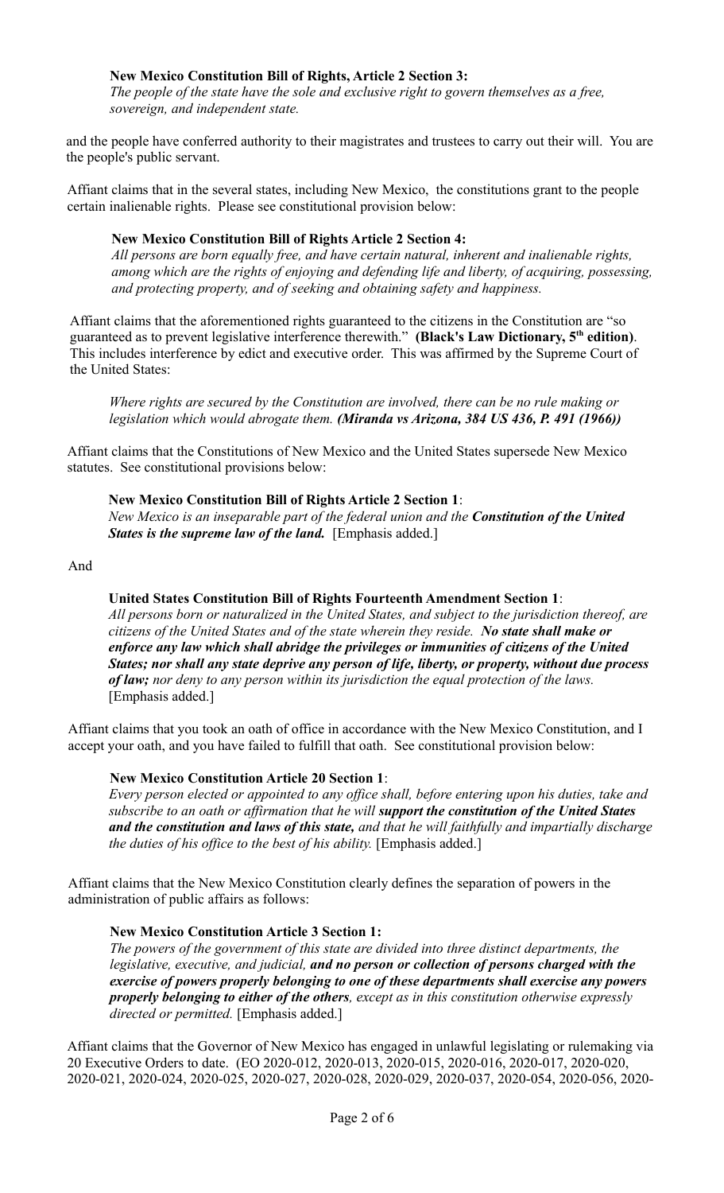**New Mexico Constitution Bill of Rights, Article 2 Section 3:**
*The people of the state have the sole and exclusive right to govern themselves as a free, sovereign, and independent state.*

and the people have conferred authority to their magistrates and trustees to carry out their will. You are the people's public servant.

Affiant claims that in the several states, including New Mexico, the constitutions grant to the people certain inalienable rights. Please see constitutional provision below:

**New Mexico Constitution Bill of Rights Article 2 Section 4:**
*All persons are born equally free, and have certain natural, inherent and inalienable rights, among which are the rights of enjoying and defending life and liberty, of acquiring, possessing, and protecting property, and of seeking and obtaining safety and happiness.*

Affiant claims that the aforementioned rights guaranteed to the citizens in the Constitution are "so guaranteed as to prevent legislative interference therewith." **(Black's Law Dictionary, 5th edition)**. This includes interference by edict and executive order. This was affirmed by the Supreme Court of the United States:

*Where rights are secured by the Constitution are involved, there can be no rule making or legislation which would abrogate them.* ***(Miranda vs Arizona, 384 US 436, P. 491 (1966))***

Affiant claims that the Constitutions of New Mexico and the United States supersede New Mexico statutes. See constitutional provisions below:

**New Mexico Constitution Bill of Rights Article 2 Section 1**:
*New Mexico is an inseparable part of the federal union and the* ***Constitution of the United States is the supreme law of the land.*** [Emphasis added.]

And

**United States Constitution Bill of Rights Fourteenth Amendment Section 1**:
*All persons born or naturalized in the United States, and subject to the jurisdiction thereof, are citizens of the United States and of the state wherein they reside.* ***No state shall make or enforce any law which shall abridge the privileges or immunities of citizens of the United States; nor shall any state deprive any person of life, liberty, or property, without due process of law;*** *nor deny to any person within its jurisdiction the equal protection of the laws.* [Emphasis added.]

Affiant claims that you took an oath of office in accordance with the New Mexico Constitution, and I accept your oath, and you have failed to fulfill that oath. See constitutional provision below:

**New Mexico Constitution Article 20 Section 1**:
*Every person elected or appointed to any office shall, before entering upon his duties, take and subscribe to an oath or affirmation that he will* ***support the constitution of the United States and the constitution and laws of this state,*** *and that he will faithfully and impartially discharge the duties of his office to the best of his ability.* [Emphasis added.]

Affiant claims that the New Mexico Constitution clearly defines the separation of powers in the administration of public affairs as follows:

**New Mexico Constitution Article 3 Section 1:**
*The powers of the government of this state are divided into three distinct departments, the legislative, executive, and judicial,* ***and no person or collection of persons charged with the exercise of powers properly belonging to one of these departments shall exercise any powers properly belonging to either of the others****, except as in this constitution otherwise expressly directed or permitted.* [Emphasis added.]

Affiant claims that the Governor of New Mexico has engaged in unlawful legislating or rulemaking via 20 Executive Orders to date. (EO 2020-012, 2020-013, 2020-015, 2020-016, 2020-017, 2020-020, 2020-021, 2020-024, 2020-025, 2020-027, 2020-028, 2020-029, 2020-037, 2020-054, 2020-056, 2020-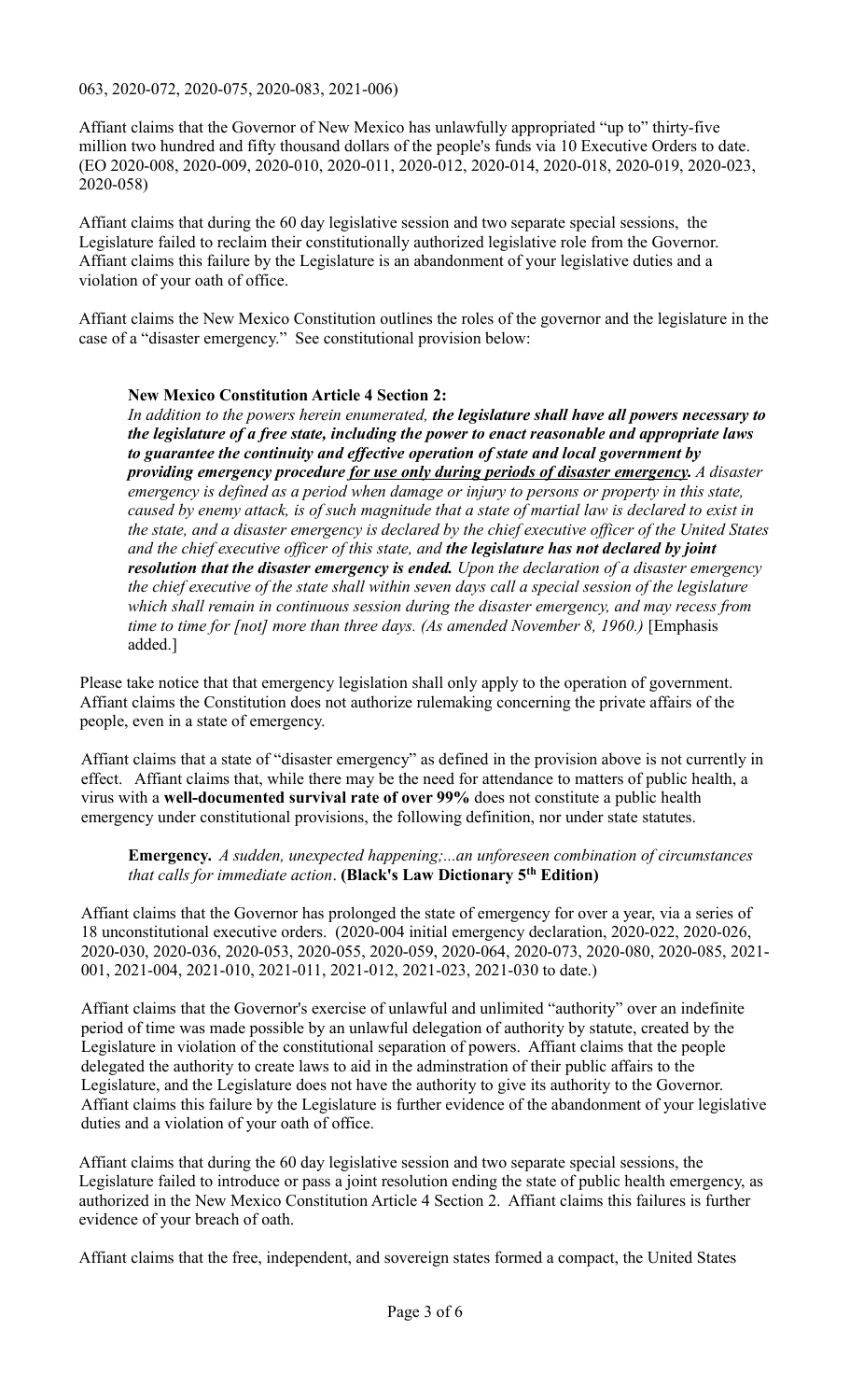063, 2020-072, 2020-075, 2020-083, 2021-006)

Affiant claims that the Governor of New Mexico has unlawfully appropriated "up to" thirty-five million two hundred and fifty thousand dollars of the people's funds via 10 Executive Orders to date. (EO 2020-008, 2020-009, 2020-010, 2020-011, 2020-012, 2020-014, 2020-018, 2020-019, 2020-023, 2020-058)

Affiant claims that during the 60 day legislative session and two separate special sessions, the Legislature failed to reclaim their constitutionally authorized legislative role from the Governor. Affiant claims this failure by the Legislature is an abandonment of your legislative duties and a violation of your oath of office.

Affiant claims the New Mexico Constitution outlines the roles of the governor and the legislature in the case of a "disaster emergency." See constitutional provision below:

> **New Mexico Constitution Article 4 Section 2:**
> *In addition to the powers herein enumerated,* ***the legislature shall have all powers necessary to the legislature of a free state, including the power to enact reasonable and appropriate laws to guarantee the continuity and effective operation of state and local government by providing emergency procedure <u>for use only during periods of disaster emergency</u>.*** *A disaster emergency is defined as a period when damage or injury to persons or property in this state, caused by enemy attack, is of such magnitude that a state of martial law is declared to exist in the state, and a disaster emergency is declared by the chief executive officer of the United States and the chief executive officer of this state, and* ***the legislature has not declared by joint resolution that the disaster emergency is ended.*** *Upon the declaration of a disaster emergency the chief executive of the state shall within seven days call a special session of the legislature which shall remain in continuous session during the disaster emergency, and may recess from time to time for [not] more than three days. (As amended November 8, 1960.)* [Emphasis added.]

Please take notice that that emergency legislation shall only apply to the operation of government. Affiant claims the Constitution does not authorize rulemaking concerning the private affairs of the people, even in a state of emergency.

Affiant claims that a state of "disaster emergency" as defined in the provision above is not currently in effect. Affiant claims that, while there may be the need for attendance to matters of public health, a virus with a **well-documented survival rate of over 99%** does not constitute a public health emergency under constitutional provisions, the following definition, nor under state statutes.

> **Emergency.** *A sudden, unexpected happening;...an unforeseen combination of circumstances that calls for immediate action*. **(Black's Law Dictionary 5th Edition)**

Affiant claims that the Governor has prolonged the state of emergency for over a year, via a series of 18 unconstitutional executive orders. (2020-004 initial emergency declaration, 2020-022, 2020-026, 2020-030, 2020-036, 2020-053, 2020-055, 2020-059, 2020-064, 2020-073, 2020-080, 2020-085, 2021-001, 2021-004, 2021-010, 2021-011, 2021-012, 2021-023, 2021-030 to date.)

Affiant claims that the Governor's exercise of unlawful and unlimited "authority" over an indefinite period of time was made possible by an unlawful delegation of authority by statute, created by the Legislature in violation of the constitutional separation of powers. Affiant claims that the people delegated the authority to create laws to aid in the adminstration of their public affairs to the Legislature, and the Legislature does not have the authority to give its authority to the Governor. Affiant claims this failure by the Legislature is further evidence of the abandonment of your legislative duties and a violation of your oath of office.

Affiant claims that during the 60 day legislative session and two separate special sessions, the Legislature failed to introduce or pass a joint resolution ending the state of public health emergency, as authorized in the New Mexico Constitution Article 4 Section 2. Affiant claims this failures is further evidence of your breach of oath.

Affiant claims that the free, independent, and sovereign states formed a compact, the United States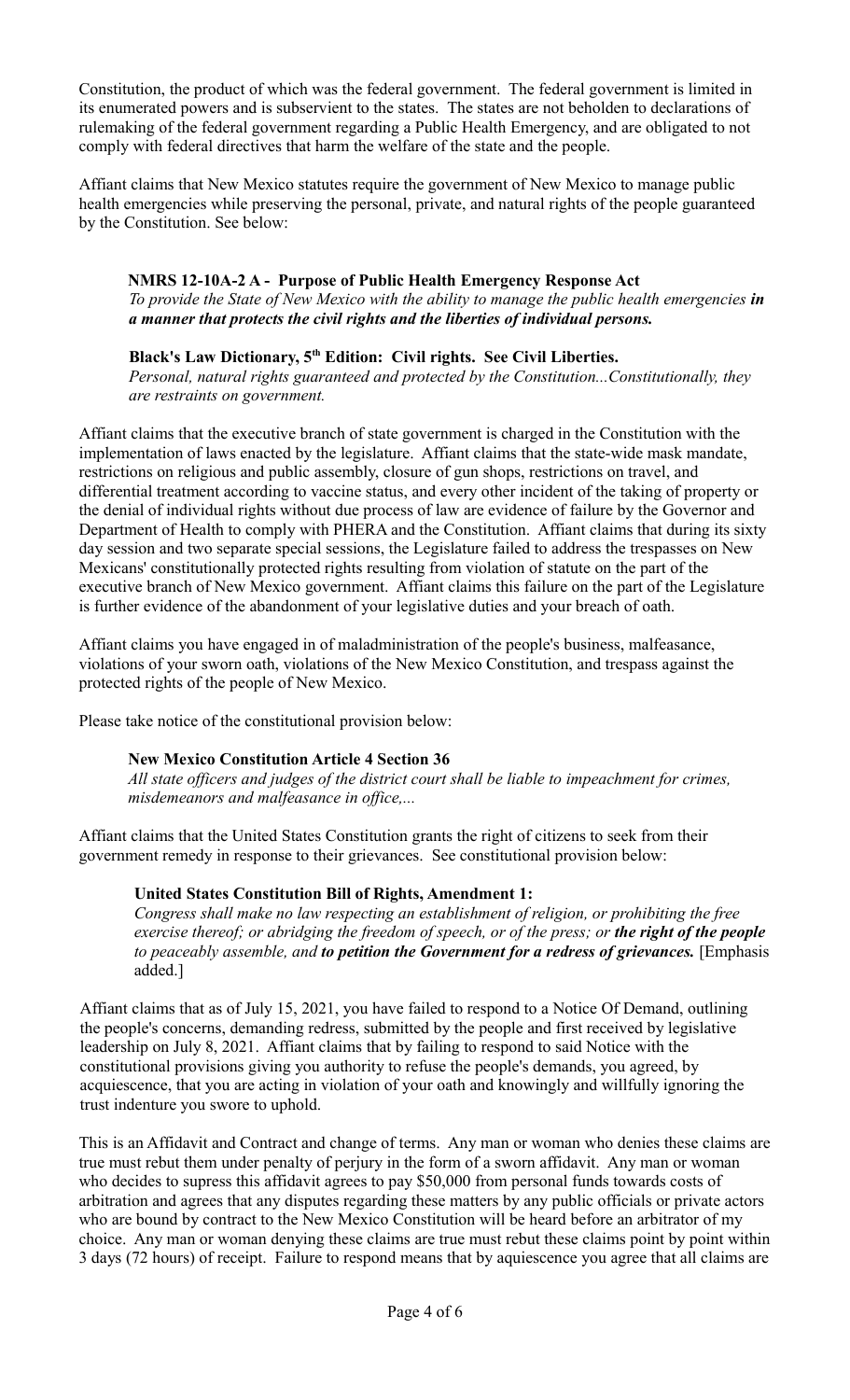Constitution, the product of which was the federal government. The federal government is limited in its enumerated powers and is subservient to the states. The states are not beholden to declarations of rulemaking of the federal government regarding a Public Health Emergency, and are obligated to not comply with federal directives that harm the welfare of the state and the people.

Affiant claims that New Mexico statutes require the government of New Mexico to manage public health emergencies while preserving the personal, private, and natural rights of the people guaranteed by the Constitution. See below:

> **NMRS 12-10A-2 A - Purpose of Public Health Emergency Response Act**
> *To provide the State of New Mexico with the ability to manage the public health emergencies **in a manner that protects the civil rights and the liberties of individual persons.***
>
> **Black's Law Dictionary, 5th Edition: Civil rights. See Civil Liberties.**
> *Personal, natural rights guaranteed and protected by the Constitution...Constitutionally, they are restraints on government.*

Affiant claims that the executive branch of state government is charged in the Constitution with the implementation of laws enacted by the legislature. Affiant claims that the state-wide mask mandate, restrictions on religious and public assembly, closure of gun shops, restrictions on travel, and differential treatment according to vaccine status, and every other incident of the taking of property or the denial of individual rights without due process of law are evidence of failure by the Governor and Department of Health to comply with PHERA and the Constitution. Affiant claims that during its sixty day session and two separate special sessions, the Legislature failed to address the trespasses on New Mexicans' constitutionally protected rights resulting from violation of statute on the part of the executive branch of New Mexico government. Affiant claims this failure on the part of the Legislature is further evidence of the abandonment of your legislative duties and your breach of oath.

Affiant claims you have engaged in of maladministration of the people's business, malfeasance, violations of your sworn oath, violations of the New Mexico Constitution, and trespass against the protected rights of the people of New Mexico.

Please take notice of the constitutional provision below:

> **New Mexico Constitution Article 4 Section 36**
> *All state officers and judges of the district court shall be liable to impeachment for crimes, misdemeanors and malfeasance in office,...*

Affiant claims that the United States Constitution grants the right of citizens to seek from their government remedy in response to their grievances. See constitutional provision below:

> **United States Constitution Bill of Rights, Amendment 1:**
> *Congress shall make no law respecting an establishment of religion, or prohibiting the free exercise thereof; or abridging the freedom of speech, or of the press; or **the right of the people** to peaceably assemble, and **to petition the Government for a redress of grievances.*** [Emphasis added.]

Affiant claims that as of July 15, 2021, you have failed to respond to a Notice Of Demand, outlining the people's concerns, demanding redress, submitted by the people and first received by legislative leadership on July 8, 2021. Affiant claims that by failing to respond to said Notice with the constitutional provisions giving you authority to refuse the people's demands, you agreed, by acquiescence, that you are acting in violation of your oath and knowingly and willfully ignoring the trust indenture you swore to uphold.

This is an Affidavit and Contract and change of terms. Any man or woman who denies these claims are true must rebut them under penalty of perjury in the form of a sworn affidavit. Any man or woman who decides to supress this affidavit agrees to pay $50,000 from personal funds towards costs of arbitration and agrees that any disputes regarding these matters by any public officials or private actors who are bound by contract to the New Mexico Constitution will be heard before an arbitrator of my choice. Any man or woman denying these claims are true must rebut these claims point by point within 3 days (72 hours) of receipt. Failure to respond means that by aquiescence you agree that all claims are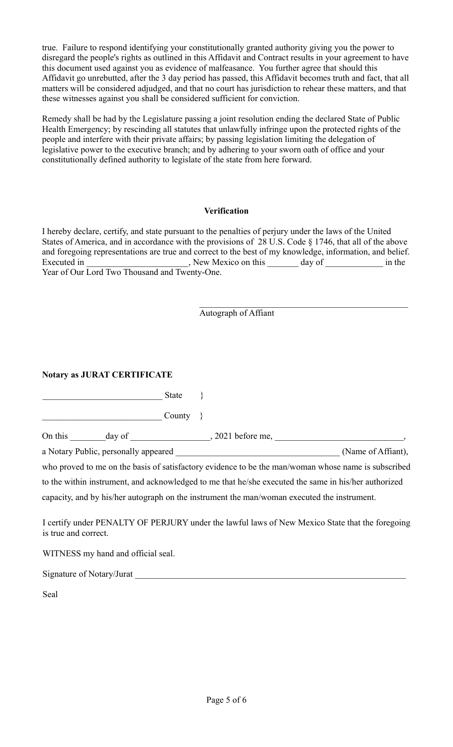true. Failure to respond identifying your constitutionally granted authority giving you the power to disregard the people's rights as outlined in this Affidavit and Contract results in your agreement to have this document used against you as evidence of malfeasance. You further agree that should this Affidavit go unrebutted, after the 3 day period has passed, this Affidavit becomes truth and fact, that all matters will be considered adjudged, and that no court has jurisdiction to rehear these matters, and that these witnesses against you shall be considered sufficient for conviction.

Remedy shall be had by the Legislature passing a joint resolution ending the declared State of Public Health Emergency; by rescinding all statutes that unlawfully infringe upon the protected rights of the people and interfere with their private affairs; by passing legislation limiting the delegation of legislative power to the executive branch; and by adhering to your sworn oath of office and your constitutionally defined authority to legislate of the state from here forward.

**Verification**

I hereby declare, certify, and state pursuant to the penalties of perjury under the laws of the United States of America, and in accordance with the provisions of 28 U.S. Code § 1746, that all of the above and foregoing representations are true and correct to the best of my knowledge, information, and belief. Executed in ______________________, New Mexico on this _______ day of _____________ in the Year of Our Lord Two Thousand and Twenty-One.

_______________________________________________
Autograph of Affiant

**Notary as JURAT CERTIFICATE**

__________________________ State }

__________________________ County }

On this ________day of _________________, 2021 before me, ____________________________,

a Notary Public, personally appeared ____________________________________ (Name of Affiant),

who proved to me on the basis of satisfactory evidence to be the man/woman whose name is subscribed to the within instrument, and acknowledged to me that he/she executed the same in his/her authorized capacity, and by his/her autograph on the instrument the man/woman executed the instrument.

I certify under PENALTY OF PERJURY under the lawful laws of New Mexico State that the foregoing is true and correct.

WITNESS my hand and official seal.

Signature of Notary/Jurat _______________________________________________________________

Seal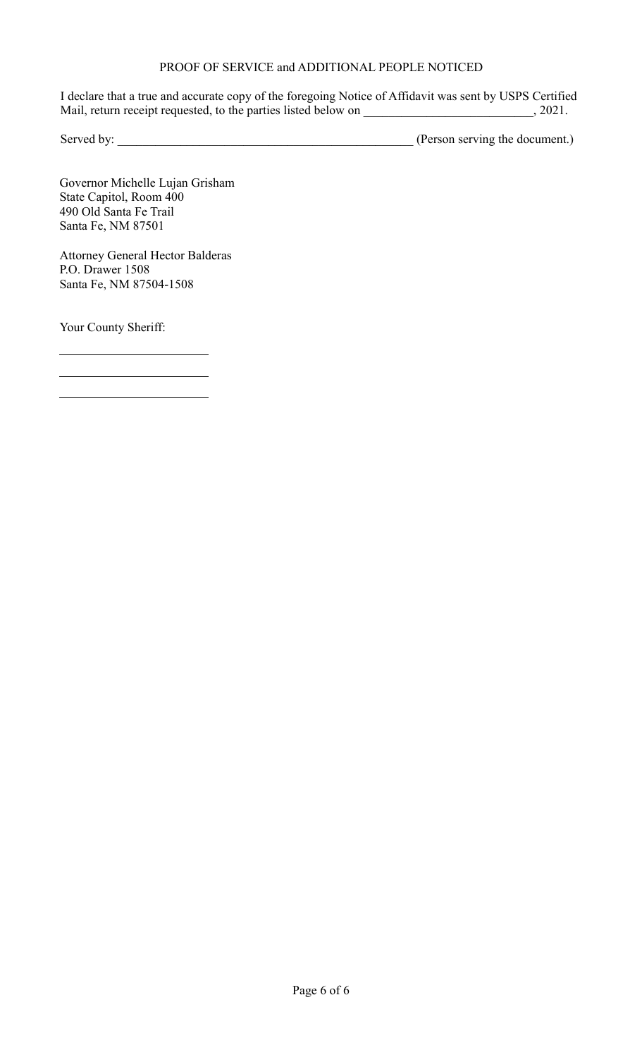PROOF OF SERVICE and ADDITIONAL PEOPLE NOTICED

I declare that a true and accurate copy of the foregoing Notice of Affidavit was sent by USPS Certified Mail, return receipt requested, to the parties listed below on ___________________________, 2021.

Served by: _______________________________________________ (Person serving the document.)

Governor Michelle Lujan Grisham  
State Capitol, Room 400  
490 Old Santa Fe Trail  
Santa Fe, NM 87501

Attorney General Hector Balderas  
P.O. Drawer 1508  
Santa Fe, NM 87504-1508

Your County Sheriff:

______________________

______________________

______________________